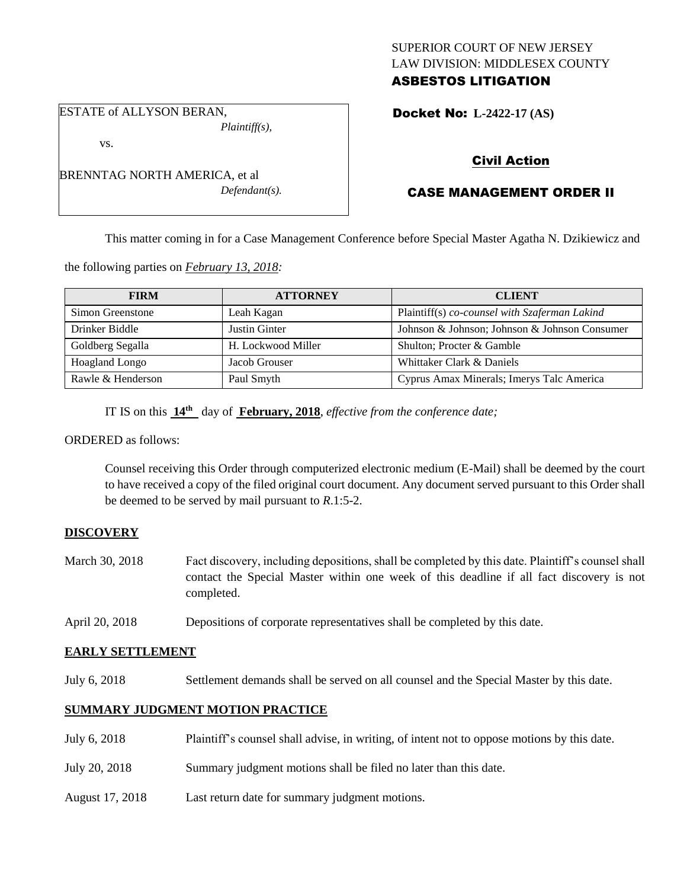SUPERIOR COURT OF NEW JERSEY
LAW DIVISION: MIDDLESEX COUNTY
**ASBESTOS LITIGATION**

ESTATE of ALLYSON BERAN,
*Plaintiff(s),*

vs.

BRENNTAG NORTH AMERICA, et al
*Defendant(s).*

**Docket No: L-2422-17 (AS)**

## Civil Action

## CASE MANAGEMENT ORDER II

This matter coming in for a Case Management Conference before Special Master Agatha N. Dzikiewicz and the following parties on *February 13, 2018:*

| FIRM | ATTORNEY | CLIENT |
| --- | --- | --- |
| Simon Greenstone | Leah Kagan | Plaintiff(s) *co-counsel with Szaferman Lakind* |
| Drinker Biddle | Justin Ginter | Johnson & Johnson; Johnson & Johnson Consumer |
| Goldberg Segalla | H. Lockwood Miller | Shulton; Procter & Gamble |
| Hoagland Longo | Jacob Grouser | Whittaker Clark & Daniels |
| Rawle & Henderson | Paul Smyth | Cyprus Amax Minerals; Imerys Talc America |

IT IS on this **14th** day of **February, 2018**, *effective from the conference date;*

ORDERED as follows:

Counsel receiving this Order through computerized electronic medium (E-Mail) shall be deemed by the court to have received a copy of the filed original court document. Any document served pursuant to this Order shall be deemed to be served by mail pursuant to *R*.1:5-2.

**DISCOVERY**

March 30, 2018 — Fact discovery, including depositions, shall be completed by this date. Plaintiff's counsel shall contact the Special Master within one week of this deadline if all fact discovery is not completed.

April 20, 2018 — Depositions of corporate representatives shall be completed by this date.

**EARLY SETTLEMENT**

July 6, 2018 — Settlement demands shall be served on all counsel and the Special Master by this date.

**SUMMARY JUDGMENT MOTION PRACTICE**

July 6, 2018 — Plaintiff's counsel shall advise, in writing, of intent not to oppose motions by this date.

July 20, 2018 — Summary judgment motions shall be filed no later than this date.

August 17, 2018 — Last return date for summary judgment motions.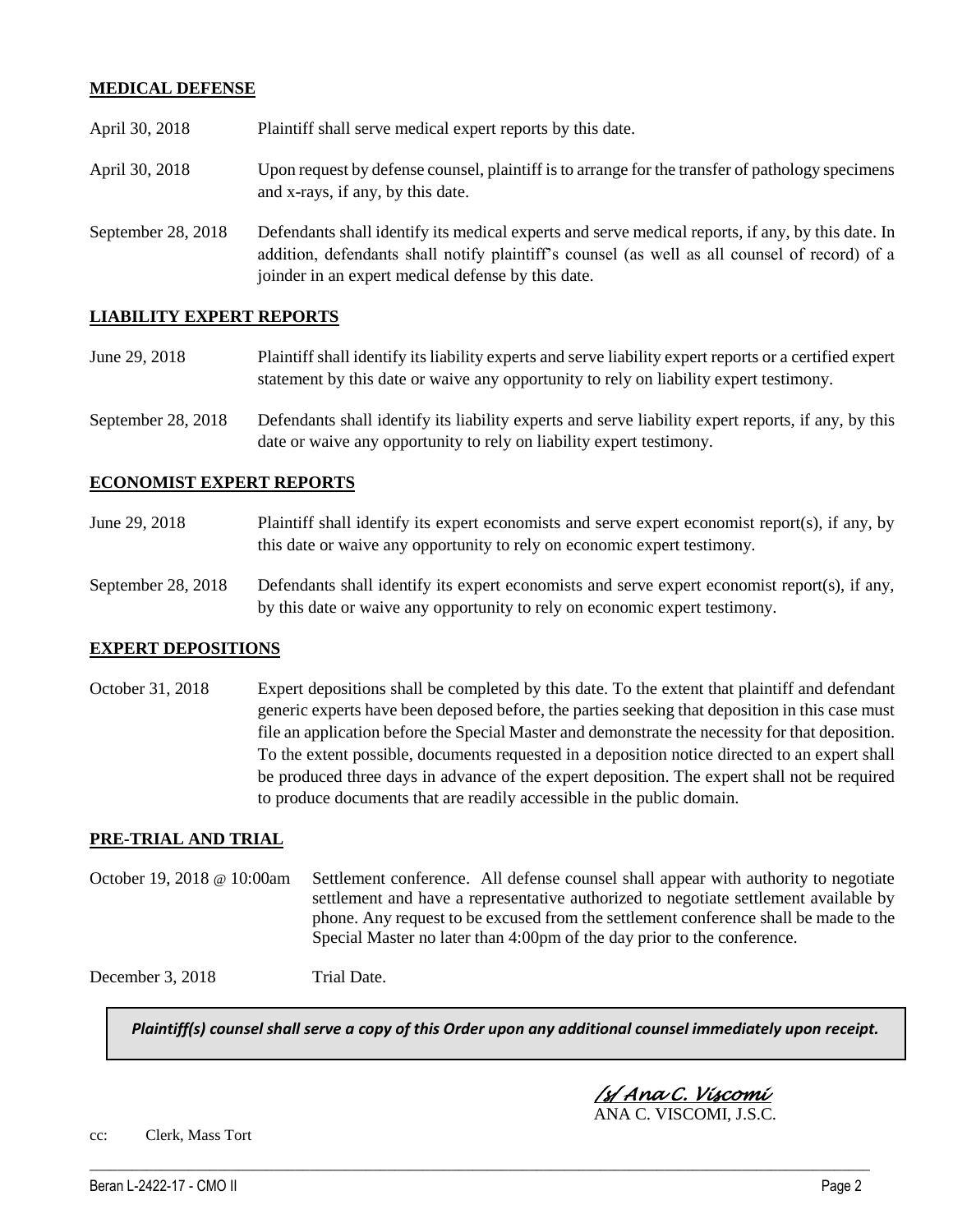**MEDICAL DEFENSE**

| | |
|---|---|
| April 30, 2018 | Plaintiff shall serve medical expert reports by this date. |
| April 30, 2018 | Upon request by defense counsel, plaintiff is to arrange for the transfer of pathology specimens and x-rays, if any, by this date. |
| September 28, 2018 | Defendants shall identify its medical experts and serve medical reports, if any, by this date. In addition, defendants shall notify plaintiff's counsel (as well as all counsel of record) of a joinder in an expert medical defense by this date. |

**LIABILITY EXPERT REPORTS**

| | |
|---|---|
| June 29, 2018 | Plaintiff shall identify its liability experts and serve liability expert reports or a certified expert statement by this date or waive any opportunity to rely on liability expert testimony. |
| September 28, 2018 | Defendants shall identify its liability experts and serve liability expert reports, if any, by this date or waive any opportunity to rely on liability expert testimony. |

**ECONOMIST EXPERT REPORTS**

| | |
|---|---|
| June 29, 2018 | Plaintiff shall identify its expert economists and serve expert economist report(s), if any, by this date or waive any opportunity to rely on economic expert testimony. |
| September 28, 2018 | Defendants shall identify its expert economists and serve expert economist report(s), if any, by this date or waive any opportunity to rely on economic expert testimony. |

**EXPERT DEPOSITIONS**

| | |
|---|---|
| October 31, 2018 | Expert depositions shall be completed by this date. To the extent that plaintiff and defendant generic experts have been deposed before, the parties seeking that deposition in this case must file an application before the Special Master and demonstrate the necessity for that deposition. To the extent possible, documents requested in a deposition notice directed to an expert shall be produced three days in advance of the expert deposition. The expert shall not be required to produce documents that are readily accessible in the public domain. |

**PRE-TRIAL AND TRIAL**

| | |
|---|---|
| October 19, 2018 @ 10:00am | Settlement conference. All defense counsel shall appear with authority to negotiate settlement and have a representative authorized to negotiate settlement available by phone. Any request to be excused from the settlement conference shall be made to the Special Master no later than 4:00pm of the day prior to the conference. |
| December 3, 2018 | Trial Date. |

***Plaintiff(s) counsel shall serve a copy of this Order upon any additional counsel immediately upon receipt.***

/s/ Ana C. Viscomi
ANA C. VISCOMI, J.S.C.

cc: Clerk, Mass Tort

Beran L-2422-17 - CMO II